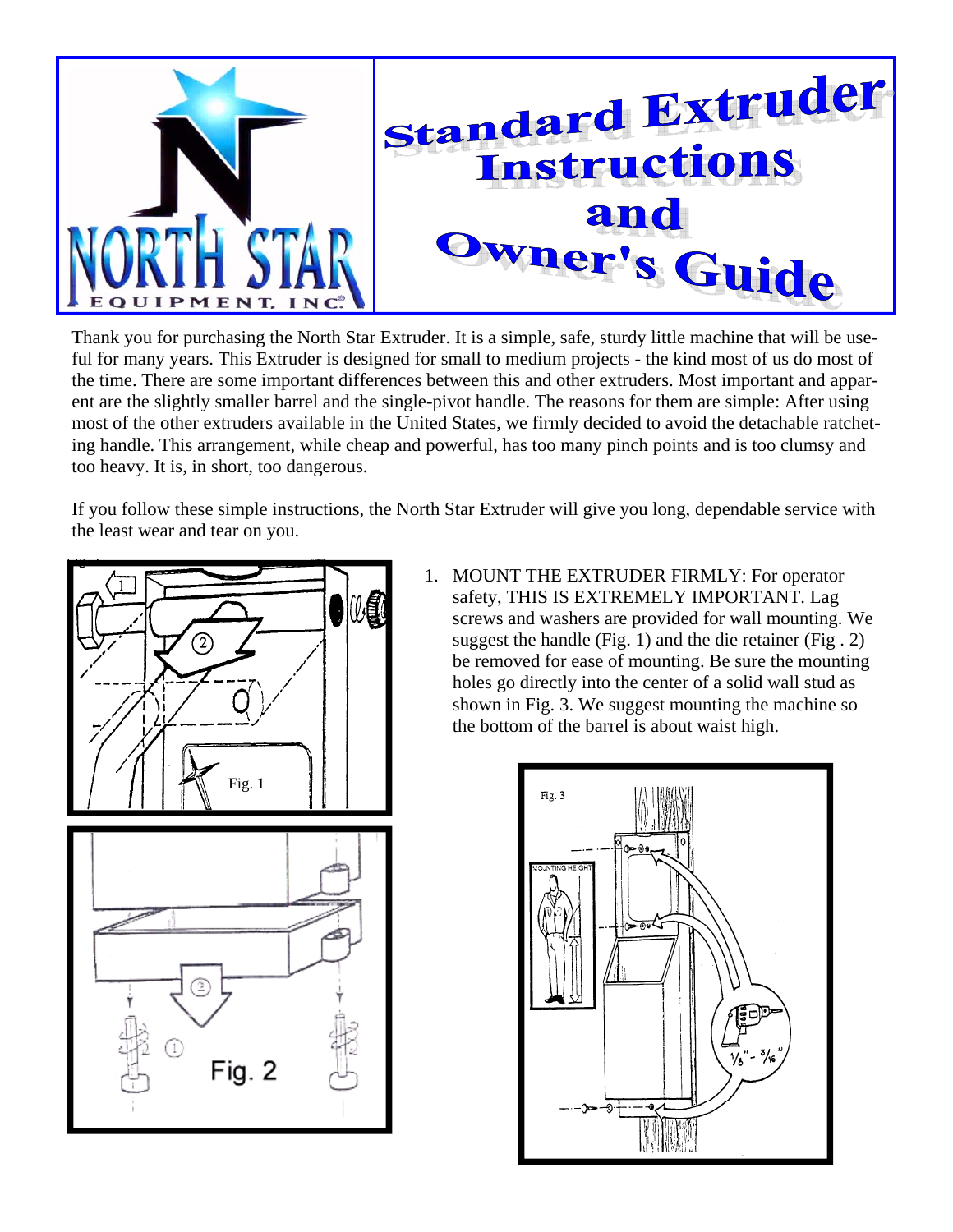# Standard Extruder Instructions and Owner's Guide

NORTH STAR EQUIPMENT, INC.

Thank you for purchasing the North Star Extruder. It is a simple, safe, sturdy little machine that will be useful for many years. This Extruder is designed for small to medium projects - the kind most of us do most of the time. There are some important differences between this and other extruders. Most important and apparent are the slightly smaller barrel and the single-pivot handle. The reasons for them are simple: After using most of the other extruders available in the United States, we firmly decided to avoid the detachable ratcheting handle. This arrangement, while cheap and powerful, has too many pinch points and is too clumsy and too heavy. It is, in short, too dangerous.

If you follow these simple instructions, the North Star Extruder will give you long, dependable service with the least wear and tear on you.

Fig. 1

Fig. 2

1. MOUNT THE EXTRUDER FIRMLY: For operator safety, THIS IS EXTREMELY IMPORTANT. Lag screws and washers are provided for wall mounting. We suggest the handle (Fig. 1) and the die retainer (Fig . 2) be removed for ease of mounting. Be sure the mounting holes go directly into the center of a solid wall stud as shown in Fig. 3. We suggest mounting the machine so the bottom of the barrel is about waist high.

Fig. 3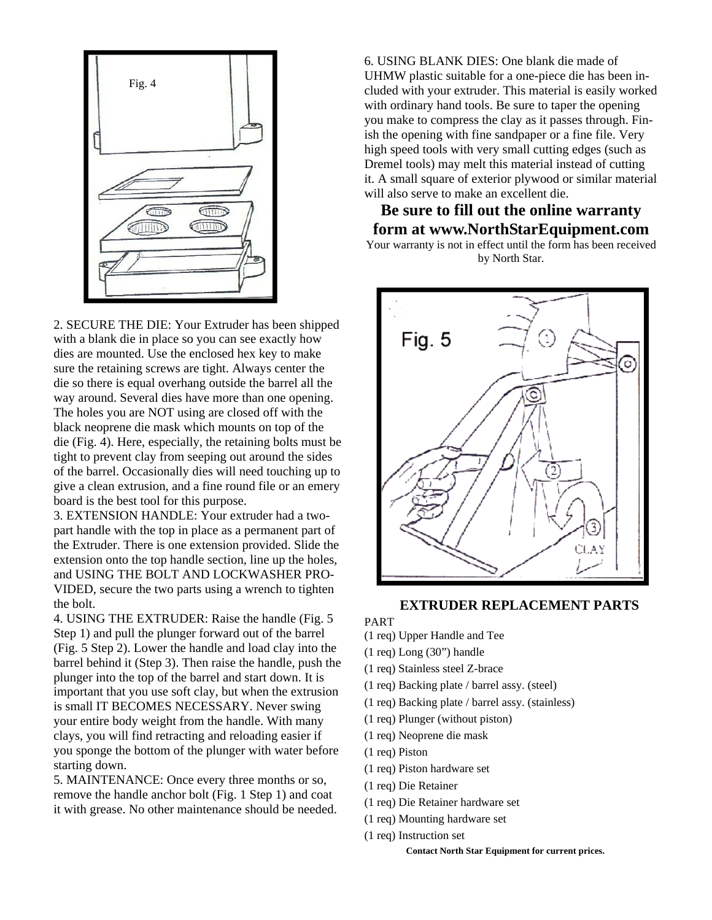Fig. 4

2. SECURE THE DIE: Your Extruder has been shipped with a blank die in place so you can see exactly how dies are mounted. Use the enclosed hex key to make sure the retaining screws are tight. Always center the die so there is equal overhang outside the barrel all the way around. Several dies have more than one opening. The holes you are NOT using are closed off with the black neoprene die mask which mounts on top of the die (Fig. 4). Here, especially, the retaining bolts must be tight to prevent clay from seeping out around the sides of the barrel. Occasionally dies will need touching up to give a clean extrusion, and a fine round file or an emery board is the best tool for this purpose.

3. EXTENSION HANDLE: Your extruder had a two-part handle with the top in place as a permanent part of the Extruder. There is one extension provided. Slide the extension onto the top handle section, line up the holes, and USING THE BOLT AND LOCKWASHER PROVIDED, secure the two parts using a wrench to tighten the bolt.

4. USING THE EXTRUDER: Raise the handle (Fig. 5 Step 1) and pull the plunger forward out of the barrel (Fig. 5 Step 2). Lower the handle and load clay into the barrel behind it (Step 3). Then raise the handle, push the plunger into the top of the barrel and start down. It is important that you use soft clay, but when the extrusion is small IT BECOMES NECESSARY. Never swing your entire body weight from the handle. With many clays, you will find retracting and reloading easier if you sponge the bottom of the plunger with water before starting down.

5. MAINTENANCE: Once every three months or so, remove the handle anchor bolt (Fig. 1 Step 1) and coat it with grease. No other maintenance should be needed.

6. USING BLANK DIES: One blank die made of UHMW plastic suitable for a one-piece die has been included with your extruder. This material is easily worked with ordinary hand tools. Be sure to taper the opening you make to compress the clay as it passes through. Finish the opening with fine sandpaper or a fine file. Very high speed tools with very small cutting edges (such as Dremel tools) may melt this material instead of cutting it. A small square of exterior plywood or similar material will also serve to make an excellent die.

**Be sure to fill out the online warranty form at www.NorthStarEquipment.com**

Your warranty is not in effect until the form has been received by North Star.

Fig. 5

1

2

3

CLAY

## EXTRUDER REPLACEMENT PARTS

PART

(1 req) Upper Handle and Tee
(1 req) Long (30”) handle
(1 req) Stainless steel Z-brace
(1 req) Backing plate / barrel assy. (steel)
(1 req) Backing plate / barrel assy. (stainless)
(1 req) Plunger (without piston)
(1 req) Neoprene die mask
(1 req) Piston
(1 req) Piston hardware set
(1 req) Die Retainer
(1 req) Die Retainer hardware set
(1 req) Mounting hardware set
(1 req) Instruction set

**Contact North Star Equipment for current prices.**